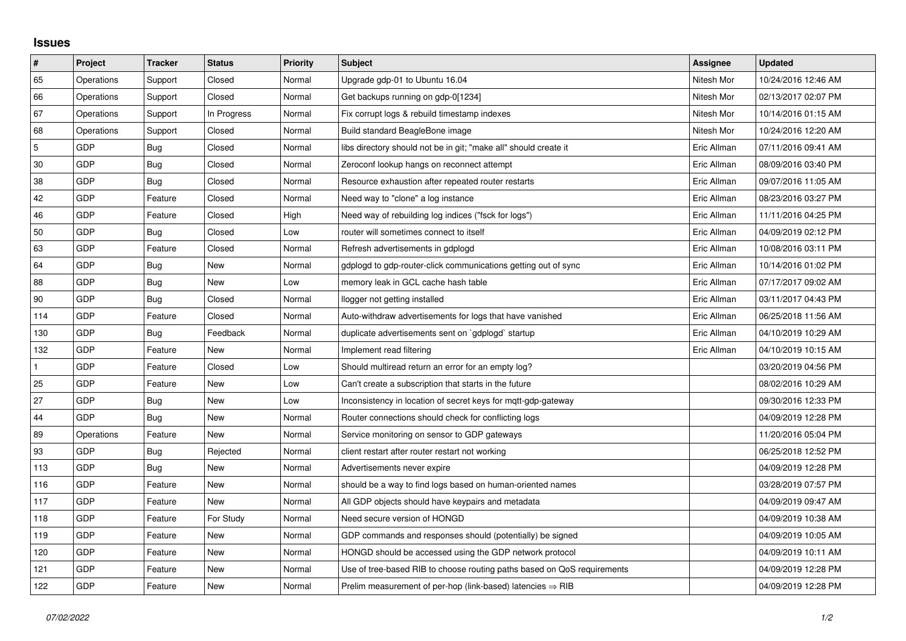## Issues

| # | Project | Tracker | Status | Priority | Subject | Assignee | Updated |
|---|---|---|---|---|---|---|---|
| 65 | Operations | Support | Closed | Normal | Upgrade gdp-01 to Ubuntu 16.04 | Nitesh Mor | 10/24/2016 12:46 AM |
| 66 | Operations | Support | Closed | Normal | Get backups running on gdp-0[1234] | Nitesh Mor | 02/13/2017 02:07 PM |
| 67 | Operations | Support | In Progress | Normal | Fix corrupt logs & rebuild timestamp indexes | Nitesh Mor | 10/14/2016 01:15 AM |
| 68 | Operations | Support | Closed | Normal | Build standard BeagleBone image | Nitesh Mor | 10/24/2016 12:20 AM |
| 5 | GDP | Bug | Closed | Normal | libs directory should not be in git; "make all" should create it | Eric Allman | 07/11/2016 09:41 AM |
| 30 | GDP | Bug | Closed | Normal | Zeroconf lookup hangs on reconnect attempt | Eric Allman | 08/09/2016 03:40 PM |
| 38 | GDP | Bug | Closed | Normal | Resource exhaustion after repeated router restarts | Eric Allman | 09/07/2016 11:05 AM |
| 42 | GDP | Feature | Closed | Normal | Need way to "clone" a log instance | Eric Allman | 08/23/2016 03:27 PM |
| 46 | GDP | Feature | Closed | High | Need way of rebuilding log indices ("fsck for logs") | Eric Allman | 11/11/2016 04:25 PM |
| 50 | GDP | Bug | Closed | Low | router will sometimes connect to itself | Eric Allman | 04/09/2019 02:12 PM |
| 63 | GDP | Feature | Closed | Normal | Refresh advertisements in gdplogd | Eric Allman | 10/08/2016 03:11 PM |
| 64 | GDP | Bug | New | Normal | gdplogd to gdp-router-click communications getting out of sync | Eric Allman | 10/14/2016 01:02 PM |
| 88 | GDP | Bug | New | Low | memory leak in GCL cache hash table | Eric Allman | 07/17/2017 09:02 AM |
| 90 | GDP | Bug | Closed | Normal | llogger not getting installed | Eric Allman | 03/11/2017 04:43 PM |
| 114 | GDP | Feature | Closed | Normal | Auto-withdraw advertisements for logs that have vanished | Eric Allman | 06/25/2018 11:56 AM |
| 130 | GDP | Bug | Feedback | Normal | duplicate advertisements sent on `gdplogd` startup | Eric Allman | 04/10/2019 10:29 AM |
| 132 | GDP | Feature | New | Normal | Implement read filtering | Eric Allman | 04/10/2019 10:15 AM |
| 1 | GDP | Feature | Closed | Low | Should multiread return an error for an empty log? | | 03/20/2019 04:56 PM |
| 25 | GDP | Feature | New | Low | Can't create a subscription that starts in the future | | 08/02/2016 10:29 AM |
| 27 | GDP | Bug | New | Low | Inconsistency in location of secret keys for mqtt-gdp-gateway | | 09/30/2016 12:33 PM |
| 44 | GDP | Bug | New | Normal | Router connections should check for conflicting logs | | 04/09/2019 12:28 PM |
| 89 | Operations | Feature | New | Normal | Service monitoring on sensor to GDP gateways | | 11/20/2016 05:04 PM |
| 93 | GDP | Bug | Rejected | Normal | client restart after router restart not working | | 06/25/2018 12:52 PM |
| 113 | GDP | Bug | New | Normal | Advertisements never expire | | 04/09/2019 12:28 PM |
| 116 | GDP | Feature | New | Normal | should be a way to find logs based on human-oriented names | | 03/28/2019 07:57 PM |
| 117 | GDP | Feature | New | Normal | All GDP objects should have keypairs and metadata | | 04/09/2019 09:47 AM |
| 118 | GDP | Feature | For Study | Normal | Need secure version of HONGD | | 04/09/2019 10:38 AM |
| 119 | GDP | Feature | New | Normal | GDP commands and responses should (potentially) be signed | | 04/09/2019 10:05 AM |
| 120 | GDP | Feature | New | Normal | HONGD should be accessed using the GDP network protocol | | 04/09/2019 10:11 AM |
| 121 | GDP | Feature | New | Normal | Use of tree-based RIB to choose routing paths based on QoS requirements | | 04/09/2019 12:28 PM |
| 122 | GDP | Feature | New | Normal | Prelim measurement of per-hop (link-based) latencies ⇒ RIB | | 04/09/2019 12:28 PM |

*07/02/2022*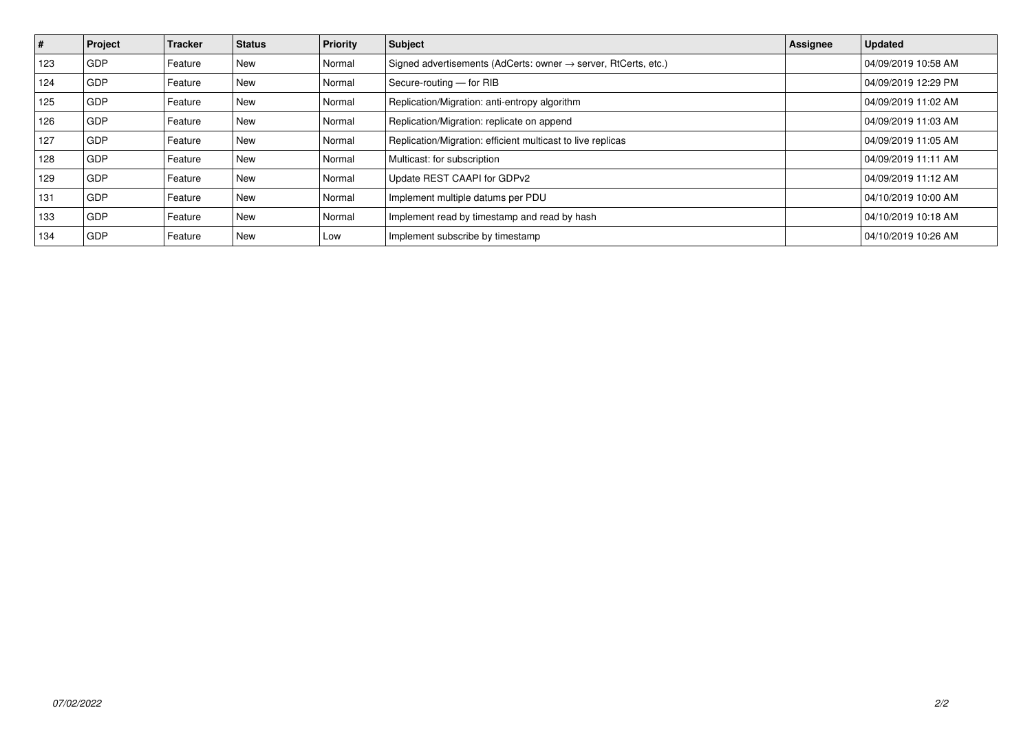| # | Project | Tracker | Status | Priority | Subject | Assignee | Updated |
| --- | --- | --- | --- | --- | --- | --- | --- |
| 123 | GDP | Feature | New | Normal | Signed advertisements (AdCerts: owner → server, RtCerts, etc.) | | 04/09/2019 10:58 AM |
| 124 | GDP | Feature | New | Normal | Secure-routing — for RIB | | 04/09/2019 12:29 PM |
| 125 | GDP | Feature | New | Normal | Replication/Migration: anti-entropy algorithm | | 04/09/2019 11:02 AM |
| 126 | GDP | Feature | New | Normal | Replication/Migration: replicate on append | | 04/09/2019 11:03 AM |
| 127 | GDP | Feature | New | Normal | Replication/Migration: efficient multicast to live replicas | | 04/09/2019 11:05 AM |
| 128 | GDP | Feature | New | Normal | Multicast: for subscription | | 04/09/2019 11:11 AM |
| 129 | GDP | Feature | New | Normal | Update REST CAAPI for GDPv2 | | 04/09/2019 11:12 AM |
| 131 | GDP | Feature | New | Normal | Implement multiple datums per PDU | | 04/10/2019 10:00 AM |
| 133 | GDP | Feature | New | Normal | Implement read by timestamp and read by hash | | 04/10/2019 10:18 AM |
| 134 | GDP | Feature | New | Low | Implement subscribe by timestamp | | 04/10/2019 10:26 AM |